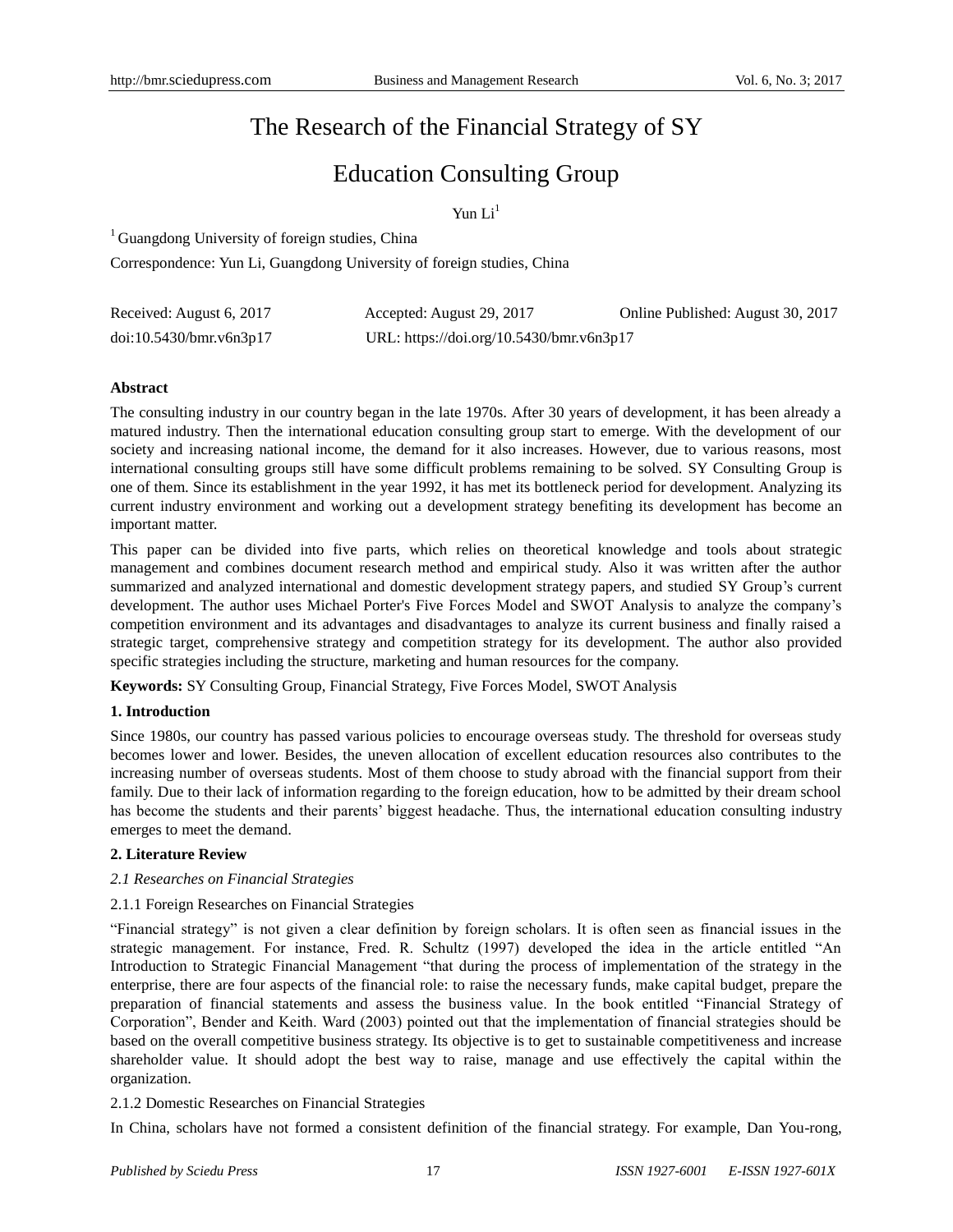# The Research of the Financial Strategy of SY Education Consulting Group

Yun Li[1]

[1] Guangdong University of foreign studies, China

Correspondence: Yun Li, Guangdong University of foreign studies, China

Received: August 6, 2017 Accepted: August 29, 2017 Online Published: August 30, 2017

doi:10.5430/bmr.v6n3p17 URL: https://doi.org/10.5430/bmr.v6n3p17

**Abstract**

The consulting industry in our country began in the late 1970s. After 30 years of development, it has been already a matured industry. Then the international education consulting group start to emerge. With the development of our society and increasing national income, the demand for it also increases. However, due to various reasons, most international consulting groups still have some difficult problems remaining to be solved. SY Consulting Group is one of them. Since its establishment in the year 1992, it has met its bottleneck period for development. Analyzing its current industry environment and working out a development strategy benefiting its development has become an important matter.

This paper can be divided into five parts, which relies on theoretical knowledge and tools about strategic management and combines document research method and empirical study. Also it was written after the author summarized and analyzed international and domestic development strategy papers, and studied SY Group's current development. The author uses Michael Porter's Five Forces Model and SWOT Analysis to analyze the company's competition environment and its advantages and disadvantages to analyze its current business and finally raised a strategic target, comprehensive strategy and competition strategy for its development. The author also provided specific strategies including the structure, marketing and human resources for the company.

**Keywords:** SY Consulting Group, Financial Strategy, Five Forces Model, SWOT Analysis

## 1. Introduction

Since 1980s, our country has passed various policies to encourage overseas study. The threshold for overseas study becomes lower and lower. Besides, the uneven allocation of excellent education resources also contributes to the increasing number of overseas students. Most of them choose to study abroad with the financial support from their family. Due to their lack of information regarding to the foreign education, how to be admitted by their dream school has become the students and their parents' biggest headache. Thus, the international education consulting industry emerges to meet the demand.

## 2. Literature Review

### *2.1 Researches on Financial Strategies*

#### 2.1.1 Foreign Researches on Financial Strategies

"Financial strategy" is not given a clear definition by foreign scholars. It is often seen as financial issues in the strategic management. For instance, Fred. R. Schultz (1997) developed the idea in the article entitled "An Introduction to Strategic Financial Management "that during the process of implementation of the strategy in the enterprise, there are four aspects of the financial role: to raise the necessary funds, make capital budget, prepare the preparation of financial statements and assess the business value. In the book entitled "Financial Strategy of Corporation", Bender and Keith. Ward (2003) pointed out that the implementation of financial strategies should be based on the overall competitive business strategy. Its objective is to get to sustainable competitiveness and increase shareholder value. It should adopt the best way to raise, manage and use effectively the capital within the organization.

#### 2.1.2 Domestic Researches on Financial Strategies

In China, scholars have not formed a consistent definition of the financial strategy. For example, Dan You-rong,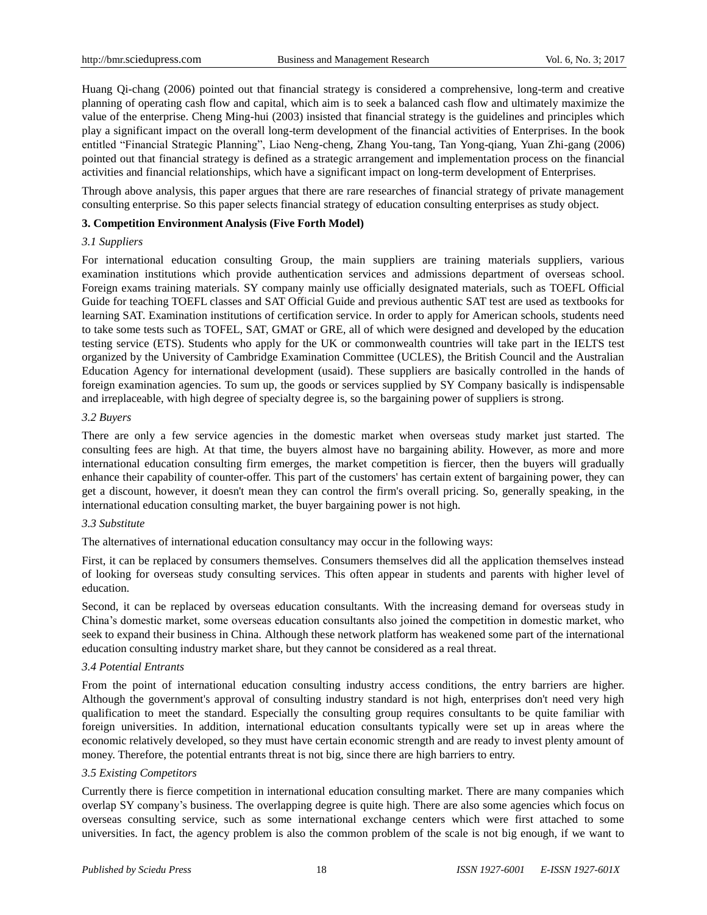Huang Qi-chang (2006) pointed out that financial strategy is considered a comprehensive, long-term and creative planning of operating cash flow and capital, which aim is to seek a balanced cash flow and ultimately maximize the value of the enterprise. Cheng Ming-hui (2003) insisted that financial strategy is the guidelines and principles which play a significant impact on the overall long-term development of the financial activities of Enterprises. In the book entitled "Financial Strategic Planning", Liao Neng-cheng, Zhang You-tang, Tan Yong-qiang, Yuan Zhi-gang (2006) pointed out that financial strategy is defined as a strategic arrangement and implementation process on the financial activities and financial relationships, which have a significant impact on long-term development of Enterprises.

Through above analysis, this paper argues that there are rare researches of financial strategy of private management consulting enterprise. So this paper selects financial strategy of education consulting enterprises as study object.

## 3. Competition Environment Analysis (Five Forth Model)

### *3.1 Suppliers*

For international education consulting Group, the main suppliers are training materials suppliers, various examination institutions which provide authentication services and admissions department of overseas school. Foreign exams training materials. SY company mainly use officially designated materials, such as TOEFL Official Guide for teaching TOEFL classes and SAT Official Guide and previous authentic SAT test are used as textbooks for learning SAT. Examination institutions of certification service. In order to apply for American schools, students need to take some tests such as TOFEL, SAT, GMAT or GRE, all of which were designed and developed by the education testing service (ETS). Students who apply for the UK or commonwealth countries will take part in the IELTS test organized by the University of Cambridge Examination Committee (UCLES), the British Council and the Australian Education Agency for international development (usaid). These suppliers are basically controlled in the hands of foreign examination agencies. To sum up, the goods or services supplied by SY Company basically is indispensable and irreplaceable, with high degree of specialty degree is, so the bargaining power of suppliers is strong.

### *3.2 Buyers*

There are only a few service agencies in the domestic market when overseas study market just started. The consulting fees are high. At that time, the buyers almost have no bargaining ability. However, as more and more international education consulting firm emerges, the market competition is fiercer, then the buyers will gradually enhance their capability of counter-offer. This part of the customers' has certain extent of bargaining power, they can get a discount, however, it doesn't mean they can control the firm's overall pricing. So, generally speaking, in the international education consulting market, the buyer bargaining power is not high.

### *3.3 Substitute*

The alternatives of international education consultancy may occur in the following ways:

First, it can be replaced by consumers themselves. Consumers themselves did all the application themselves instead of looking for overseas study consulting services. This often appear in students and parents with higher level of education.

Second, it can be replaced by overseas education consultants. With the increasing demand for overseas study in China's domestic market, some overseas education consultants also joined the competition in domestic market, who seek to expand their business in China. Although these network platform has weakened some part of the international education consulting industry market share, but they cannot be considered as a real threat.

### *3.4 Potential Entrants*

From the point of international education consulting industry access conditions, the entry barriers are higher. Although the government's approval of consulting industry standard is not high, enterprises don't need very high qualification to meet the standard. Especially the consulting group requires consultants to be quite familiar with foreign universities. In addition, international education consultants typically were set up in areas where the economic relatively developed, so they must have certain economic strength and are ready to invest plenty amount of money. Therefore, the potential entrants threat is not big, since there are high barriers to entry.

### *3.5 Existing Competitors*

Currently there is fierce competition in international education consulting market. There are many companies which overlap SY company's business. The overlapping degree is quite high. There are also some agencies which focus on overseas consulting service, such as some international exchange centers which were first attached to some universities. In fact, the agency problem is also the common problem of the scale is not big enough, if we want to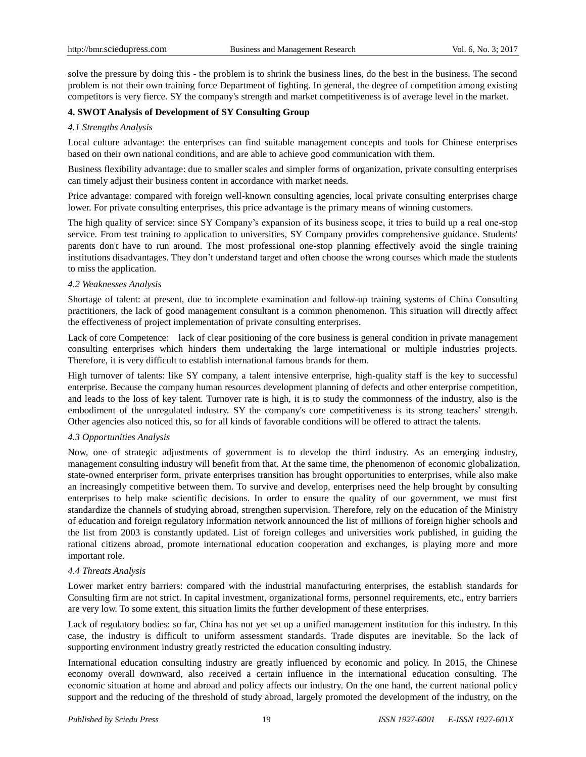solve the pressure by doing this - the problem is to shrink the business lines, do the best in the business. The second problem is not their own training force Department of fighting. In general, the degree of competition among existing competitors is very fierce. SY the company's strength and market competitiveness is of average level in the market.

## 4. SWOT Analysis of Development of SY Consulting Group

### *4.1 Strengths Analysis*

Local culture advantage: the enterprises can find suitable management concepts and tools for Chinese enterprises based on their own national conditions, and are able to achieve good communication with them.

Business flexibility advantage: due to smaller scales and simpler forms of organization, private consulting enterprises can timely adjust their business content in accordance with market needs.

Price advantage: compared with foreign well-known consulting agencies, local private consulting enterprises charge lower. For private consulting enterprises, this price advantage is the primary means of winning customers.

The high quality of service: since SY Company's expansion of its business scope, it tries to build up a real one-stop service. From test training to application to universities, SY Company provides comprehensive guidance. Students' parents don't have to run around. The most professional one-stop planning effectively avoid the single training institutions disadvantages. They don't understand target and often choose the wrong courses which made the students to miss the application.

### *4.2 Weaknesses Analysis*

Shortage of talent: at present, due to incomplete examination and follow-up training systems of China Consulting practitioners, the lack of good management consultant is a common phenomenon. This situation will directly affect the effectiveness of project implementation of private consulting enterprises.

Lack of core Competence: lack of clear positioning of the core business is general condition in private management consulting enterprises which hinders them undertaking the large international or multiple industries projects. Therefore, it is very difficult to establish international famous brands for them.

High turnover of talents: like SY company, a talent intensive enterprise, high-quality staff is the key to successful enterprise. Because the company human resources development planning of defects and other enterprise competition, and leads to the loss of key talent. Turnover rate is high, it is to study the commonness of the industry, also is the embodiment of the unregulated industry. SY the company's core competitiveness is its strong teachers' strength. Other agencies also noticed this, so for all kinds of favorable conditions will be offered to attract the talents.

### *4.3 Opportunities Analysis*

Now, one of strategic adjustments of government is to develop the third industry. As an emerging industry, management consulting industry will benefit from that. At the same time, the phenomenon of economic globalization, state-owned enterpriser form, private enterprises transition has brought opportunities to enterprises, while also make an increasingly competitive between them. To survive and develop, enterprises need the help brought by consulting enterprises to help make scientific decisions. In order to ensure the quality of our government, we must first standardize the channels of studying abroad, strengthen supervision. Therefore, rely on the education of the Ministry of education and foreign regulatory information network announced the list of millions of foreign higher schools and the list from 2003 is constantly updated. List of foreign colleges and universities work published, in guiding the rational citizens abroad, promote international education cooperation and exchanges, is playing more and more important role.

### *4.4 Threats Analysis*

Lower market entry barriers: compared with the industrial manufacturing enterprises, the establish standards for Consulting firm are not strict. In capital investment, organizational forms, personnel requirements, etc., entry barriers are very low. To some extent, this situation limits the further development of these enterprises.

Lack of regulatory bodies: so far, China has not yet set up a unified management institution for this industry. In this case, the industry is difficult to uniform assessment standards. Trade disputes are inevitable. So the lack of supporting environment industry greatly restricted the education consulting industry.

International education consulting industry are greatly influenced by economic and policy. In 2015, the Chinese economy overall downward, also received a certain influence in the international education consulting. The economic situation at home and abroad and policy affects our industry. On the one hand, the current national policy support and the reducing of the threshold of study abroad, largely promoted the development of the industry, on the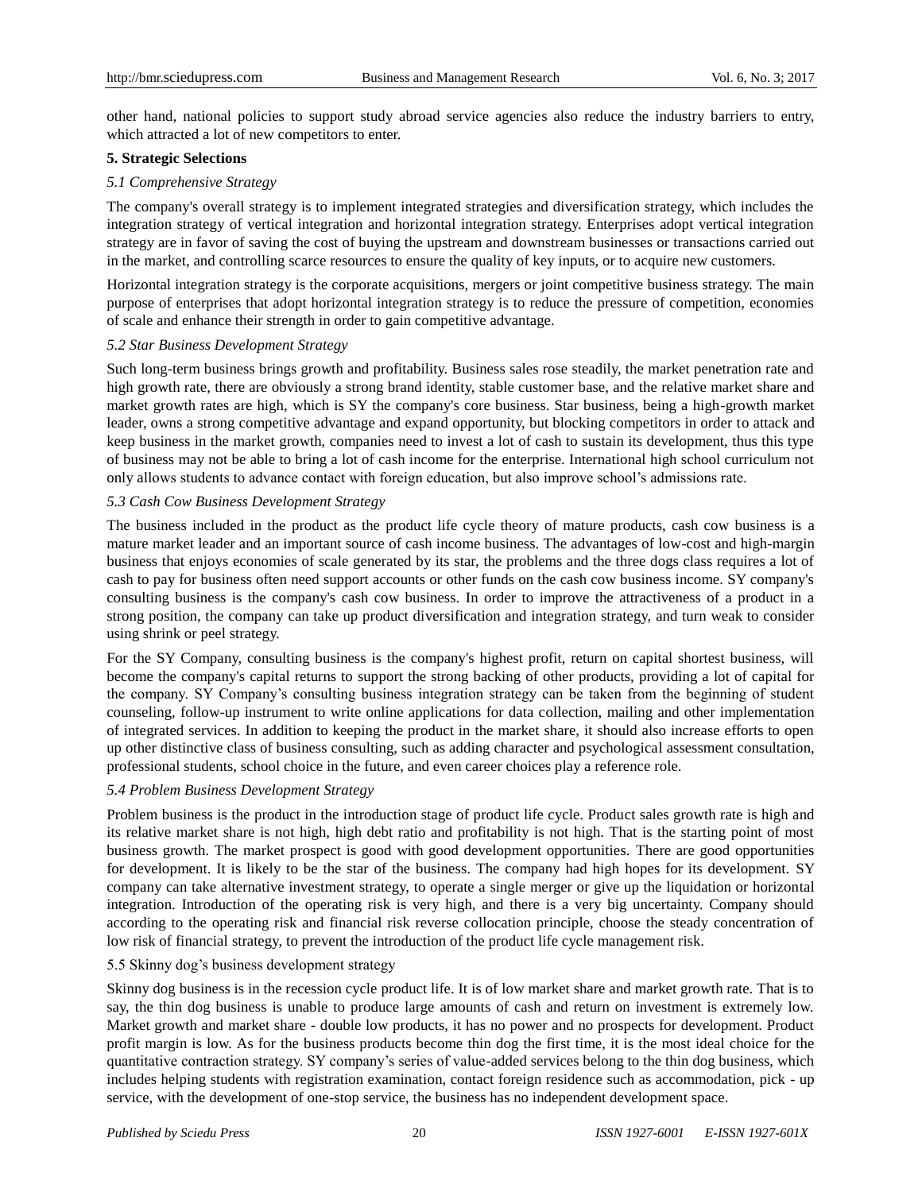other hand, national policies to support study abroad service agencies also reduce the industry barriers to entry, which attracted a lot of new competitors to enter.

## 5. Strategic Selections

### *5.1 Comprehensive Strategy*

The company's overall strategy is to implement integrated strategies and diversification strategy, which includes the integration strategy of vertical integration and horizontal integration strategy. Enterprises adopt vertical integration strategy are in favor of saving the cost of buying the upstream and downstream businesses or transactions carried out in the market, and controlling scarce resources to ensure the quality of key inputs, or to acquire new customers.

Horizontal integration strategy is the corporate acquisitions, mergers or joint competitive business strategy. The main purpose of enterprises that adopt horizontal integration strategy is to reduce the pressure of competition, economies of scale and enhance their strength in order to gain competitive advantage.

### *5.2 Star Business Development Strategy*

Such long-term business brings growth and profitability. Business sales rose steadily, the market penetration rate and high growth rate, there are obviously a strong brand identity, stable customer base, and the relative market share and market growth rates are high, which is SY the company's core business. Star business, being a high-growth market leader, owns a strong competitive advantage and expand opportunity, but blocking competitors in order to attack and keep business in the market growth, companies need to invest a lot of cash to sustain its development, thus this type of business may not be able to bring a lot of cash income for the enterprise. International high school curriculum not only allows students to advance contact with foreign education, but also improve school's admissions rate.

### *5.3 Cash Cow Business Development Strategy*

The business included in the product as the product life cycle theory of mature products, cash cow business is a mature market leader and an important source of cash income business. The advantages of low-cost and high-margin business that enjoys economies of scale generated by its star, the problems and the three dogs class requires a lot of cash to pay for business often need support accounts or other funds on the cash cow business income. SY company's consulting business is the company's cash cow business. In order to improve the attractiveness of a product in a strong position, the company can take up product diversification and integration strategy, and turn weak to consider using shrink or peel strategy.

For the SY Company, consulting business is the company's highest profit, return on capital shortest business, will become the company's capital returns to support the strong backing of other products, providing a lot of capital for the company. SY Company's consulting business integration strategy can be taken from the beginning of student counseling, follow-up instrument to write online applications for data collection, mailing and other implementation of integrated services. In addition to keeping the product in the market share, it should also increase efforts to open up other distinctive class of business consulting, such as adding character and psychological assessment consultation, professional students, school choice in the future, and even career choices play a reference role.

### *5.4 Problem Business Development Strategy*

Problem business is the product in the introduction stage of product life cycle. Product sales growth rate is high and its relative market share is not high, high debt ratio and profitability is not high. That is the starting point of most business growth. The market prospect is good with good development opportunities. There are good opportunities for development. It is likely to be the star of the business. The company had high hopes for its development. SY company can take alternative investment strategy, to operate a single merger or give up the liquidation or horizontal integration. Introduction of the operating risk is very high, and there is a very big uncertainty. Company should according to the operating risk and financial risk reverse collocation principle, choose the steady concentration of low risk of financial strategy, to prevent the introduction of the product life cycle management risk.

### 5.5 Skinny dog's business development strategy

Skinny dog business is in the recession cycle product life. It is of low market share and market growth rate. That is to say, the thin dog business is unable to produce large amounts of cash and return on investment is extremely low. Market growth and market share - double low products, it has no power and no prospects for development. Product profit margin is low. As for the business products become thin dog the first time, it is the most ideal choice for the quantitative contraction strategy. SY company's series of value-added services belong to the thin dog business, which includes helping students with registration examination, contact foreign residence such as accommodation, pick - up service, with the development of one-stop service, the business has no independent development space.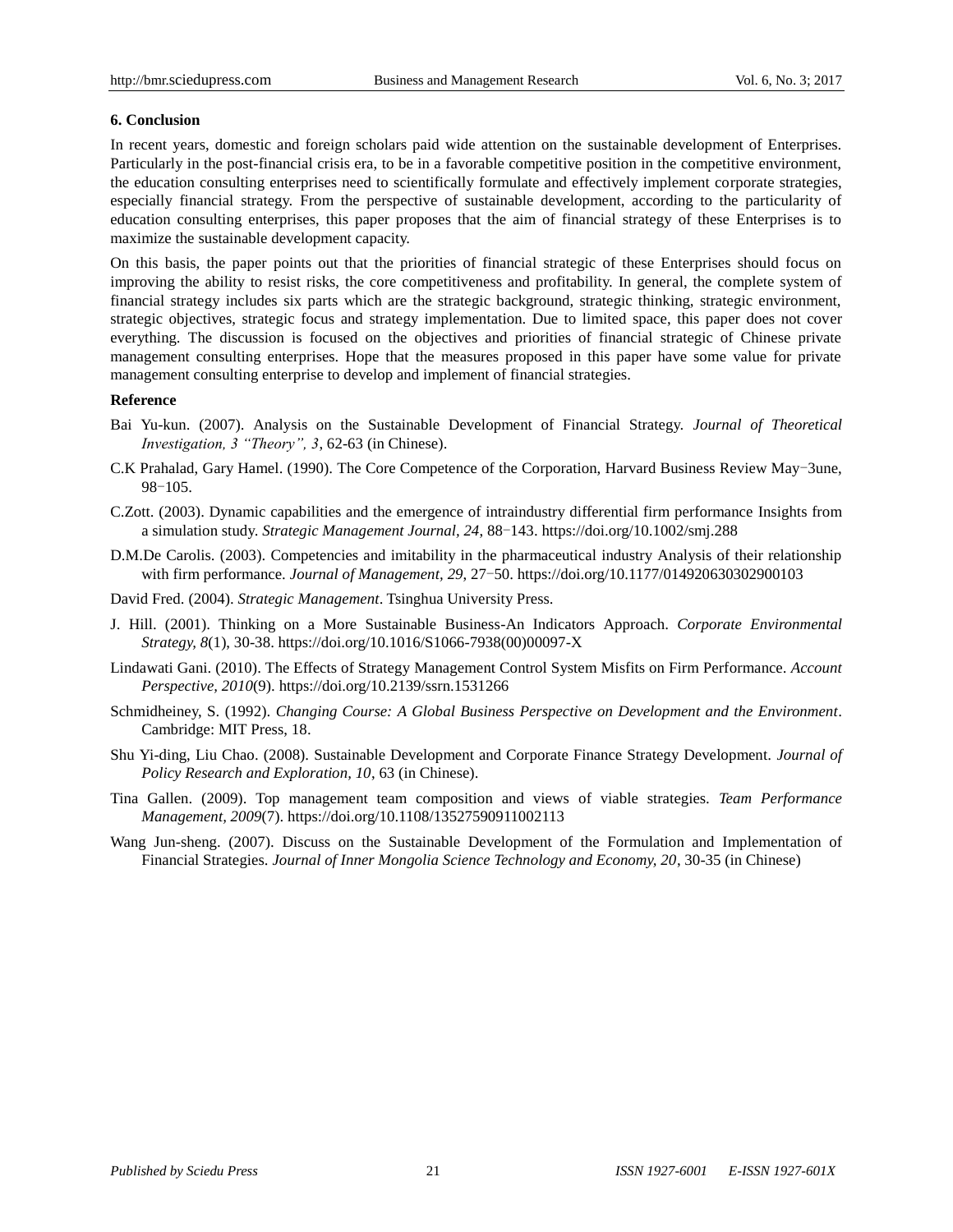## 6. Conclusion

In recent years, domestic and foreign scholars paid wide attention on the sustainable development of Enterprises. Particularly in the post-financial crisis era, to be in a favorable competitive position in the competitive environment, the education consulting enterprises need to scientifically formulate and effectively implement corporate strategies, especially financial strategy. From the perspective of sustainable development, according to the particularity of education consulting enterprises, this paper proposes that the aim of financial strategy of these Enterprises is to maximize the sustainable development capacity.

On this basis, the paper points out that the priorities of financial strategic of these Enterprises should focus on improving the ability to resist risks, the core competitiveness and profitability. In general, the complete system of financial strategy includes six parts which are the strategic background, strategic thinking, strategic environment, strategic objectives, strategic focus and strategy implementation. Due to limited space, this paper does not cover everything. The discussion is focused on the objectives and priorities of financial strategic of Chinese private management consulting enterprises. Hope that the measures proposed in this paper have some value for private management consulting enterprise to develop and implement of financial strategies.

## Reference

Bai Yu-kun. (2007). Analysis on the Sustainable Development of Financial Strategy. *Journal of Theoretical Investigation, 3 "Theory", 3*, 62-63 (in Chinese).

C.K Prahalad, Gary Hamel. (1990). The Core Competence of the Corporation, Harvard Business Review May−3une, 98−105.

C.Zott. (2003). Dynamic capabilities and the emergence of intraindustry differential firm performance Insights from a simulation study. *Strategic Management Journal, 24*, 88−143. https://doi.org/10.1002/smj.288

D.M.De Carolis. (2003). Competencies and imitability in the pharmaceutical industry Analysis of their relationship with firm performance. *Journal of Management, 29*, 27−50. https://doi.org/10.1177/014920630302900103

David Fred. (2004). *Strategic Management*. Tsinghua University Press.

J. Hill. (2001). Thinking on a More Sustainable Business-An Indicators Approach. *Corporate Environmental Strategy, 8*(1), 30-38. https://doi.org/10.1016/S1066-7938(00)00097-X

Lindawati Gani. (2010). The Effects of Strategy Management Control System Misfits on Firm Performance. *Account Perspective, 2010*(9). https://doi.org/10.2139/ssrn.1531266

Schmidheiney, S. (1992). *Changing Course: A Global Business Perspective on Development and the Environment*. Cambridge: MIT Press, 18.

Shu Yi-ding, Liu Chao. (2008). Sustainable Development and Corporate Finance Strategy Development. *Journal of Policy Research and Exploration, 10*, 63 (in Chinese).

Tina Gallen. (2009). Top management team composition and views of viable strategies. *Team Performance Management, 2009*(7). https://doi.org/10.1108/13527590911002113

Wang Jun-sheng. (2007). Discuss on the Sustainable Development of the Formulation and Implementation of Financial Strategies. *Journal of Inner Mongolia Science Technology and Economy, 20*, 30-35 (in Chinese)